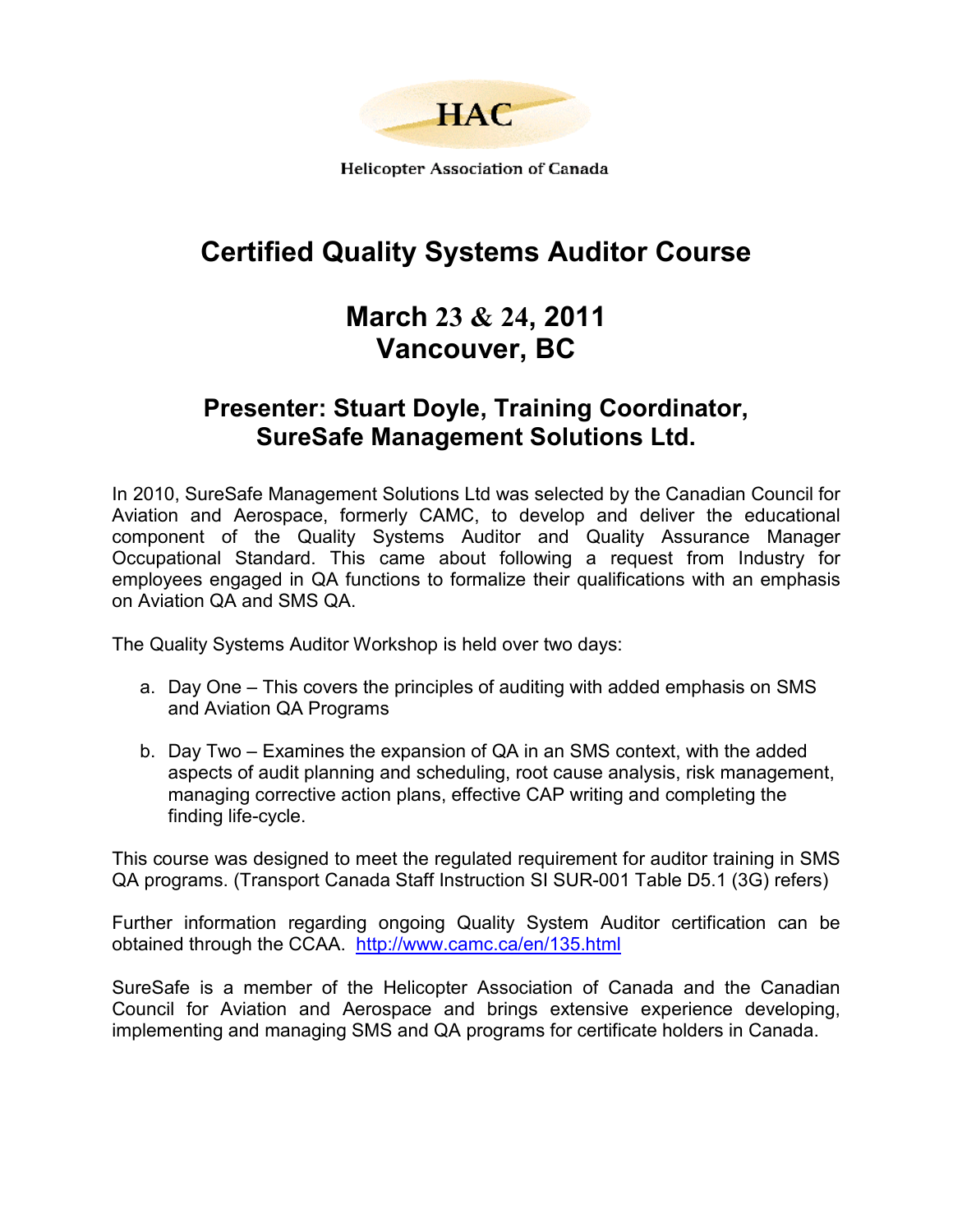HAC

Helicopter Association of Canada

# Certified Quality Systems Auditor Course

## March 23 & 24, 2011
## Vancouver, BC

### Presenter: Stuart Doyle, Training Coordinator, SureSafe Management Solutions Ltd.

In 2010, SureSafe Management Solutions Ltd was selected by the Canadian Council for Aviation and Aerospace, formerly CAMC, to develop and deliver the educational component of the Quality Systems Auditor and Quality Assurance Manager Occupational Standard. This came about following a request from Industry for employees engaged in QA functions to formalize their qualifications with an emphasis on Aviation QA and SMS QA.

The Quality Systems Auditor Workshop is held over two days:

a. Day One – This covers the principles of auditing with added emphasis on SMS and Aviation QA Programs

b. Day Two – Examines the expansion of QA in an SMS context, with the added aspects of audit planning and scheduling, root cause analysis, risk management, managing corrective action plans, effective CAP writing and completing the finding life-cycle.

This course was designed to meet the regulated requirement for auditor training in SMS QA programs. (Transport Canada Staff Instruction SI SUR-001 Table D5.1 (3G) refers)

Further information regarding ongoing Quality System Auditor certification can be obtained through the CCAA. http://www.camc.ca/en/135.html

SureSafe is a member of the Helicopter Association of Canada and the Canadian Council for Aviation and Aerospace and brings extensive experience developing, implementing and managing SMS and QA programs for certificate holders in Canada.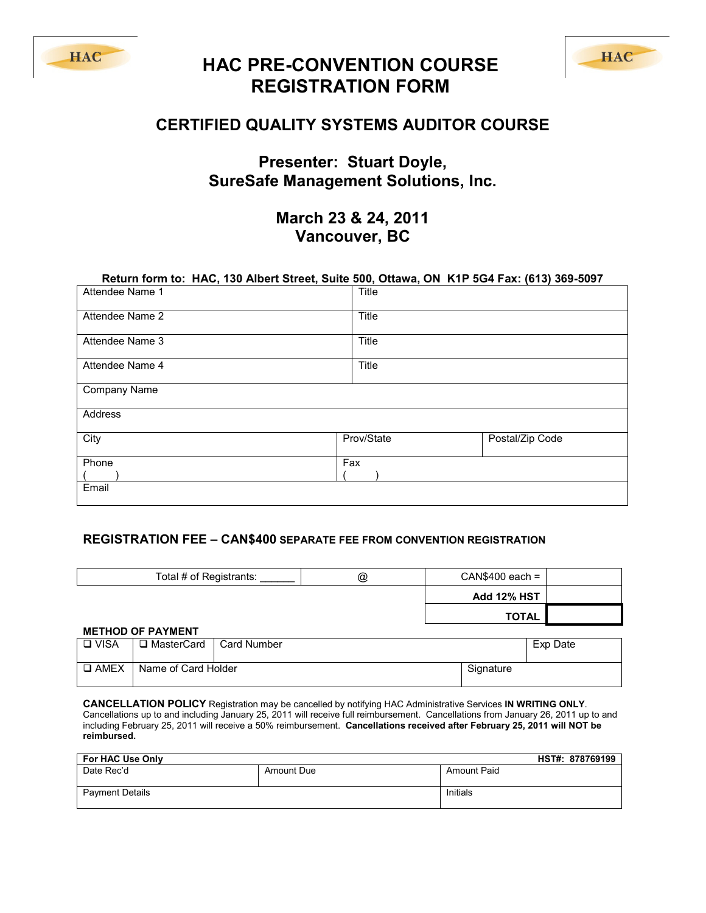# HAC PRE-CONVENTION COURSE REGISTRATION FORM

## CERTIFIED QUALITY SYSTEMS AUDITOR COURSE

### Presenter: Stuart Doyle, SureSafe Management Solutions, Inc.

### March 23 & 24, 2011 Vancouver, BC

**Return form to: HAC, 130 Albert Street, Suite 500, Ottawa, ON K1P 5G4 Fax: (613) 369-5097**

| | | |
|---|---|---|
| Attendee Name 1 | Title | |
| Attendee Name 2 | Title | |
| Attendee Name 3 | Title | |
| Attendee Name 4 | Title | |
| Company Name | | |
| Address | | |
| City | Prov/State | Postal/Zip Code |
| Phone ( ) | Fax ( ) | |
| Email | | |

**REGISTRATION FEE – CAN$400 SEPARATE FEE FROM CONVENTION REGISTRATION**

| | | | |
|---|---|---|---|
| Total # of Registrants: ______ | @ | CAN$400 each = | |
| | | **Add 12% HST** | |
| | | **TOTAL** | |

**METHOD OF PAYMENT**

| | | | |
|---|---|---|---|
| ❑ VISA | ❑ MasterCard | Card Number | Exp Date |
| ❑ AMEX | Name of Card Holder | | Signature |

**CANCELLATION POLICY** Registration may be cancelled by notifying HAC Administrative Services **IN WRITING ONLY**. Cancellations up to and including January 25, 2011 will receive full reimbursement. Cancellations from January 26, 2011 up to and including February 25, 2011 will receive a 50% reimbursement. **Cancellations received after February 25, 2011 will NOT be reimbursed.**

| **For HAC Use Only** | | **HST#: 878769199** |
|---|---|---|
| Date Rec'd | Amount Due | Amount Paid |
| Payment Details | | Initials |